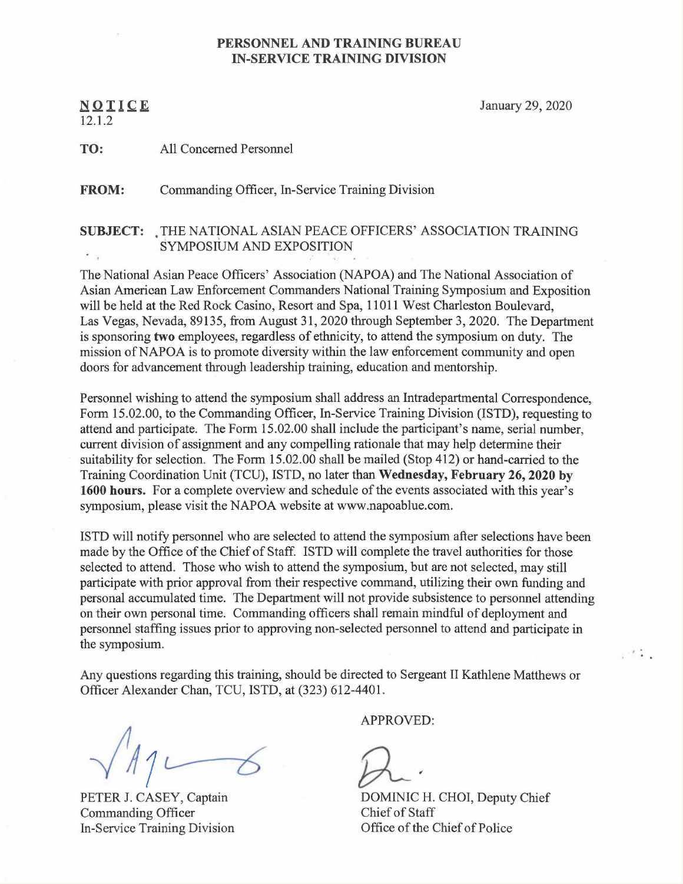**PERSONNEL AND TRAINING BUREAU**
**IN-SERVICE TRAINING DIVISION**

**NOTICE**
12.1.2

January 29, 2020

**TO:** All Concerned Personnel

**FROM:** Commanding Officer, In-Service Training Division

**SUBJECT:** THE NATIONAL ASIAN PEACE OFFICERS' ASSOCIATION TRAINING SYMPOSIUM AND EXPOSITION

The National Asian Peace Officers' Association (NAPOA) and The National Association of Asian American Law Enforcement Commanders National Training Symposium and Exposition will be held at the Red Rock Casino, Resort and Spa, 11011 West Charleston Boulevard, Las Vegas, Nevada, 89135, from August 31, 2020 through September 3, 2020. The Department is sponsoring **two** employees, regardless of ethnicity, to attend the symposium on duty. The mission of NAPOA is to promote diversity within the law enforcement community and open doors for advancement through leadership training, education and mentorship.

Personnel wishing to attend the symposium shall address an Intradepartmental Correspondence, Form 15.02.00, to the Commanding Officer, In-Service Training Division (ISTD), requesting to attend and participate. The Form 15.02.00 shall include the participant's name, serial number, current division of assignment and any compelling rationale that may help determine their suitability for selection. The Form 15.02.00 shall be mailed (Stop 412) or hand-carried to the Training Coordination Unit (TCU), ISTD, no later than **Wednesday, February 26, 2020 by 1600 hours.** For a complete overview and schedule of the events associated with this year's symposium, please visit the NAPOA website at www.napoablue.com.

ISTD will notify personnel who are selected to attend the symposium after selections have been made by the Office of the Chief of Staff. ISTD will complete the travel authorities for those selected to attend. Those who wish to attend the symposium, but are not selected, may still participate with prior approval from their respective command, utilizing their own funding and personal accumulated time. The Department will not provide subsistence to personnel attending on their own personal time. Commanding officers shall remain mindful of deployment and personnel staffing issues prior to approving non-selected personnel to attend and participate in the symposium.

Any questions regarding this training, should be directed to Sergeant II Kathlene Matthews or Officer Alexander Chan, TCU, ISTD, at (323) 612-4401.

APPROVED:

PETER J. CASEY, Captain
Commanding Officer
In-Service Training Division

DOMINIC H. CHOI, Deputy Chief
Chief of Staff
Office of the Chief of Police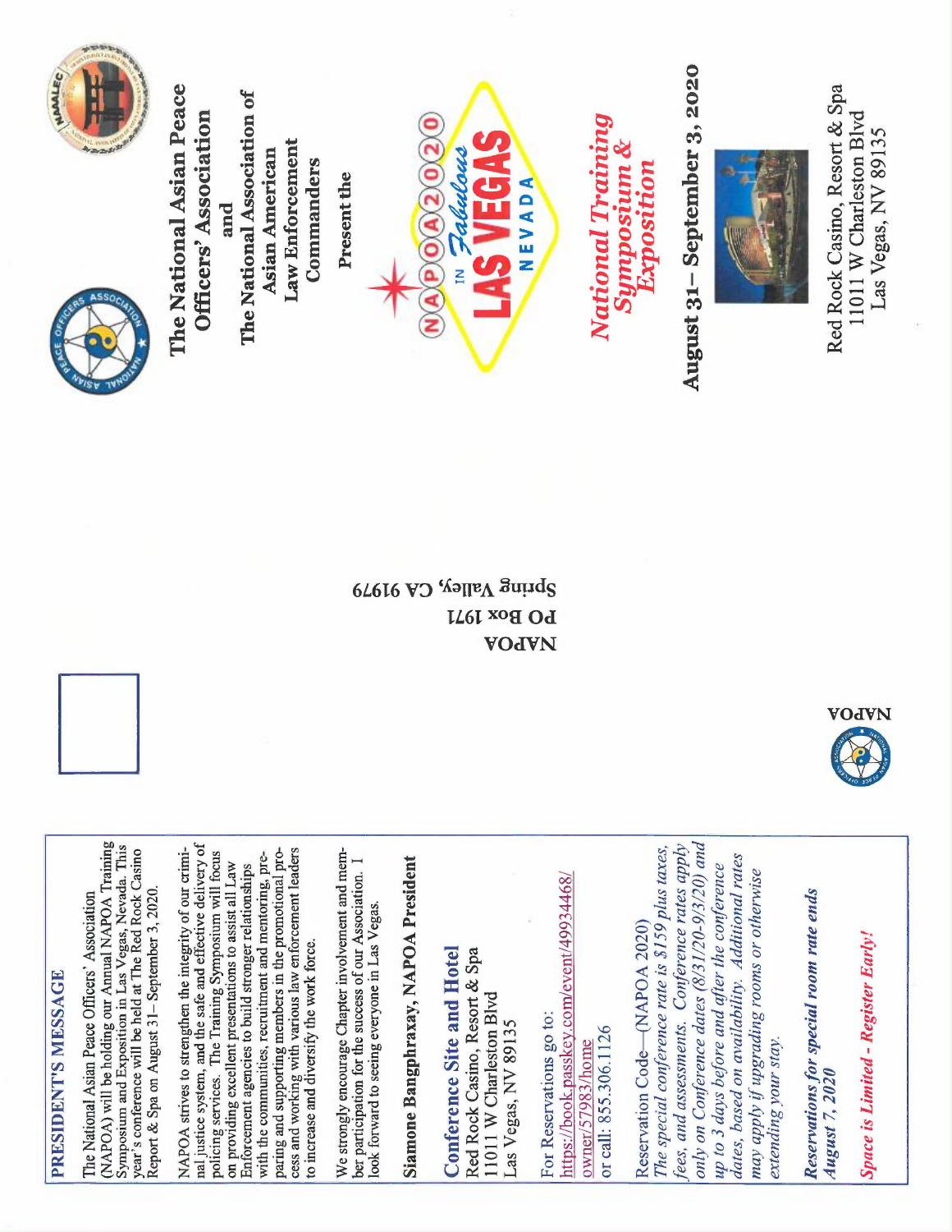## PRESIDENT'S MESSAGE

The National Asian Peace Officers' Association (NAPOA) will be holding our Annual NAPOA Training Symposium and Exposition in Las Vegas, Nevada. This year's conference will be held at The Red Rock Casino Report & Spa on August 31– September 3, 2020.

NAPOA strives to strengthen the integrity of our criminal justice system, and the safe and effective delivery of policing services. The Training Symposium will focus on providing excellent presentations to assist all Law Enforcement agencies to build stronger relationships with the communities, recruitment and mentoring, preparing and supporting members in the promotional process and working with various law enforcement leaders to increase and diversify the work force.

We strongly encourage Chapter involvement and member participation for the success of our Association. I look forward to seeing everyone in Las Vegas.

**Siamone Bangphraxay, NAPOA President**

## Conference Site and Hotel

Red Rock Casino, Resort & Spa
11011 W Charleston Blvd
Las Vegas, NV 89135

For Reservations go to:
https://book.passkey.com/event/49934468/owner/57983/home
or call: 855.306.1126

Reservation Code—(NAPOA 2020)
*The special conference rate is $159 plus taxes, fees, and assessments. Conference rates apply only on Conference dates (8/31/20-9/3/20) and up to 3 days before and after the conference dates, based on availability. Additional rates may apply if upgrading rooms or otherwise extending your stay.*

***Reservations for special room rate ends August 7, 2020***

***Space is Limited - Register Early!***

NAPOA

NAPOA
PO Box 1971
Spring Valley, CA 91979

# The National Asian Peace Officers' Association and The National Association of Asian American Law Enforcement Commanders

Present the

NAPOA 2020 IN Fabulous LAS VEGAS NEVADA

## *National Training Symposium & Exposition*

## August 31– September 3, 2020

Red Rock Casino, Resort & Spa
11011 W Charleston Blvd
Las Vegas, NV 89135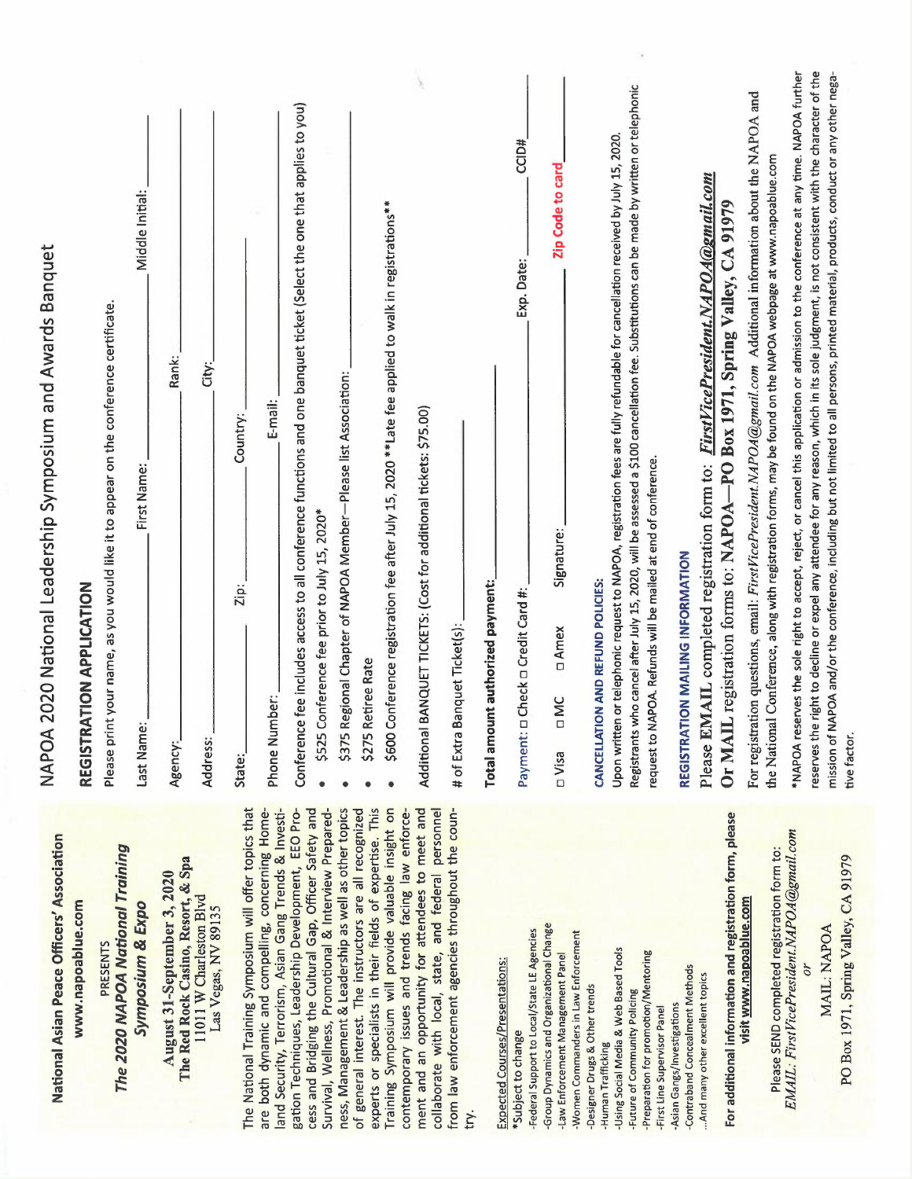**National Asian Peace Officers' Association**

**www.napoablue.com**

PRESENTS

***The 2020 NAPOA National Training Symposium & Expo***

**August 31-September 3, 2020**
**The Red Rock Casino, Resort, & Spa**
11011 W Charleston Blvd
Las Vegas, NV 89135

The National Training Symposium will offer topics that are both dynamic and compelling, concerning Homeland Security, Terrorism, Asian Gang Trends & Investigation Techniques, Leadership Development, EEO Process and Bridging the Cultural Gap, Officer Safety and Survival, Wellness, Promotional & Interview Preparedness, Management & Leadership as well as other topics of general interest. The instructors are all recognized experts or specialists in their fields of expertise. This Training Symposium will provide valuable insight on contemporary issues and trends facing law enforcement and an opportunity for attendees to meet and collaborate with local, state, and federal personnel from law enforcement agencies throughout the country.

Expected Courses/Presentations:
*Subject to change
- -Federal Support to Local/State LE Agencies
- -Group Dynamics and Organizational Change
- -Law Enforcement Management Panel
- -Women Commanders in Law Enforcement
- -Designer Drugs & Other trends
- -Human Trafficking
- -Using Social Media & Web Based Tools
- -Future of Community Policing
- -Preparation for promotion/Mentoring
- -First Line Supervisor Panel
- -Asian Gangs/Investigations
- -Contraband Concealment Methods
- ...And many other excellent topics

**For additional information and registration form, please visit www.napoablue.com**

Please SEND completed registration form to:
*EMAIL: FirstVicePresident.NAPOA@gmail.com*
*or*
MAIL: NAPOA
PO Box 1971, Spring Valley, CA 91979

# NAPOA 2020 National Leadership Symposium and Awards Banquet

## REGISTRATION APPLICATION

Please print your name, as you would like it to appear on the conference certificate.

Last Name: ____________ First Name: ____________ Middle Initial: ____________

Agency: ____________ Rank: ____________

Address: ____________ City: ____________

State: ________ Zip: ________ Country: ________

Phone Number: ____________ E-mail: ____________

Conference fee includes access to all conference functions and one banquet ticket (Select the one that applies to you)

- $525 Conference fee prior to July 15, 2020*
- $375 Regional Chapter of NAPOA Member—Please list Association: ____________
- $275 Retiree Rate
- $600 Conference registration fee after July 15, 2020 **Late fee applied to walk in registrations**

Additional BANQUET TICKETS: (Cost for additional tickets: $75.00)

# of Extra Banquet Ticket(s): ____________

**Total amount authorized payment:** ____________

Payment: □ Check □ Credit Card #: ____________ Exp. Date: ________ CCID# ________

□ Visa □ MC □ Amex Signature: ____________ **Zip Code to card** ________

**CANCELLATION AND REFUND POLICIES:**

Upon written or telephonic request to NAPOA, registration fees are fully refundable for cancellation received by July 15, 2020. Registrants who cancel after July 15, 2020, will be assessed a $100 cancellation fee. Substitutions can be made by written or telephonic request to NAPOA. Refunds will be mailed at end of conference.

**REGISTRATION MAILING INFORMATION**

Please **EMAIL** completed registration form to: ***FirstVicePresident.NAPOA@gmail.com***

**Or MAIL** registration forms to: **NAPOA—PO Box 1971, Spring Valley, CA 91979**

For registration questions, email: *FirstVicePresident.NAPOA@gmail.com* Additional information about the NAPOA and the National Conference, along with registration forms, may be found on the NAPOA webpage at www.napoablue.com

*NAPOA reserves the sole right to accept, reject, or cancel this application or admission to the conference at any time. NAPOA further reserves the right to decline or expel any attendee for any reason, which in its sole judgment, is not consistent with the character of the mission of NAPOA and/or the conference, including but not limited to all persons, printed material, products, conduct or any other negative factor.